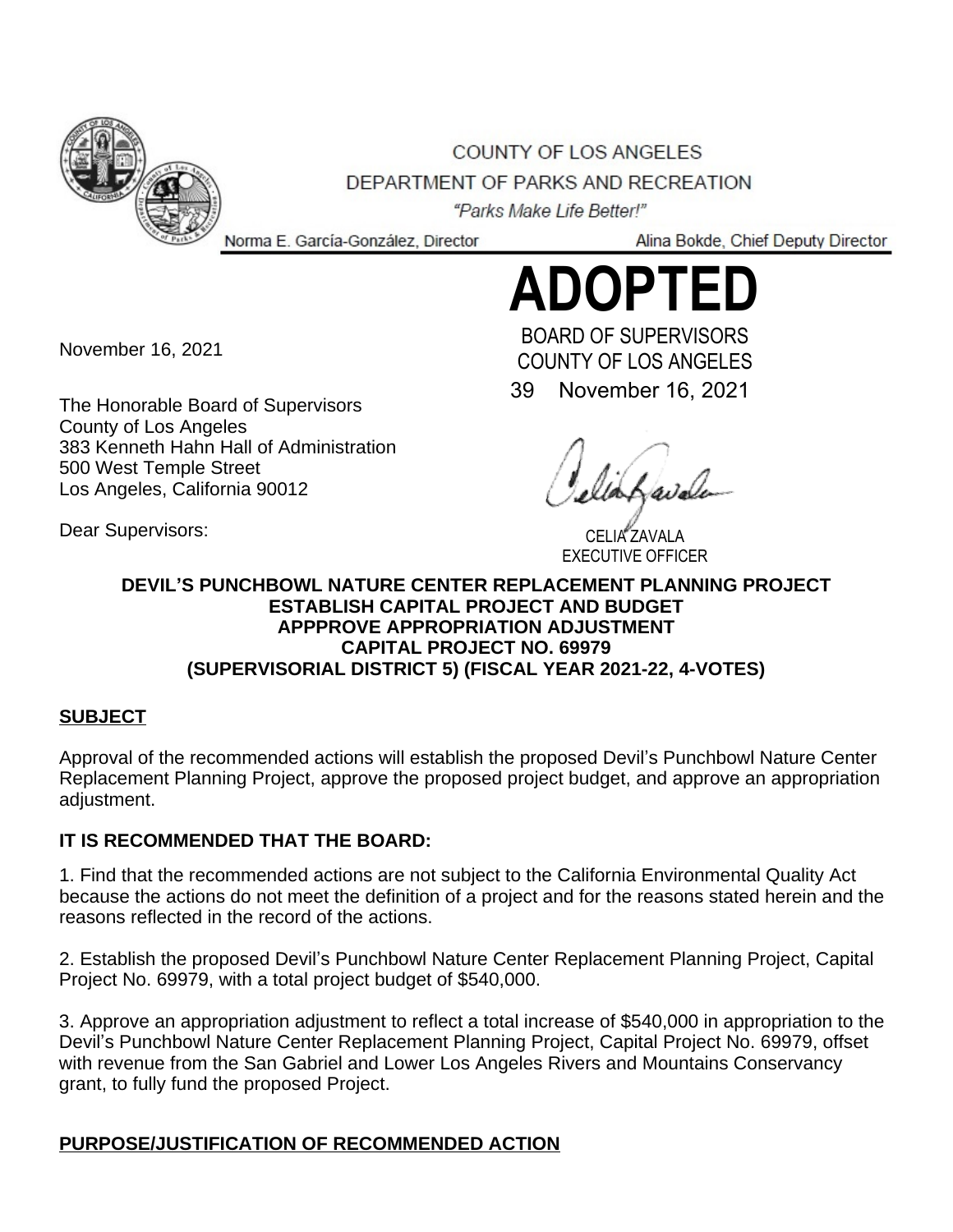COUNTY OF LOS ANGELES

DEPARTMENT OF PARKS AND RECREATION

*"Parks Make Life Better!"*

Norma E. García-González, Director

Alina Bokde, Chief Deputy Director

# ADOPTED

BOARD OF SUPERVISORS
COUNTY OF LOS ANGELES

39 November 16, 2021

CELIA ZAVALA
EXECUTIVE OFFICER

November 16, 2021

The Honorable Board of Supervisors
County of Los Angeles
383 Kenneth Hahn Hall of Administration
500 West Temple Street
Los Angeles, California 90012

Dear Supervisors:

**DEVIL'S PUNCHBOWL NATURE CENTER REPLACEMENT PLANNING PROJECT**
**ESTABLISH CAPITAL PROJECT AND BUDGET**
**APPPROVE APPROPRIATION ADJUSTMENT**
**CAPITAL PROJECT NO. 69979**
**(SUPERVISORIAL DISTRICT 5) (FISCAL YEAR 2021-22, 4-VOTES)**

## SUBJECT

Approval of the recommended actions will establish the proposed Devil's Punchbowl Nature Center Replacement Planning Project, approve the proposed project budget, and approve an appropriation adjustment.

## IT IS RECOMMENDED THAT THE BOARD:

1. Find that the recommended actions are not subject to the California Environmental Quality Act because the actions do not meet the definition of a project and for the reasons stated herein and the reasons reflected in the record of the actions.

2. Establish the proposed Devil's Punchbowl Nature Center Replacement Planning Project, Capital Project No. 69979, with a total project budget of $540,000.

3. Approve an appropriation adjustment to reflect a total increase of $540,000 in appropriation to the Devil's Punchbowl Nature Center Replacement Planning Project, Capital Project No. 69979, offset with revenue from the San Gabriel and Lower Los Angeles Rivers and Mountains Conservancy grant, to fully fund the proposed Project.

## PURPOSE/JUSTIFICATION OF RECOMMENDED ACTION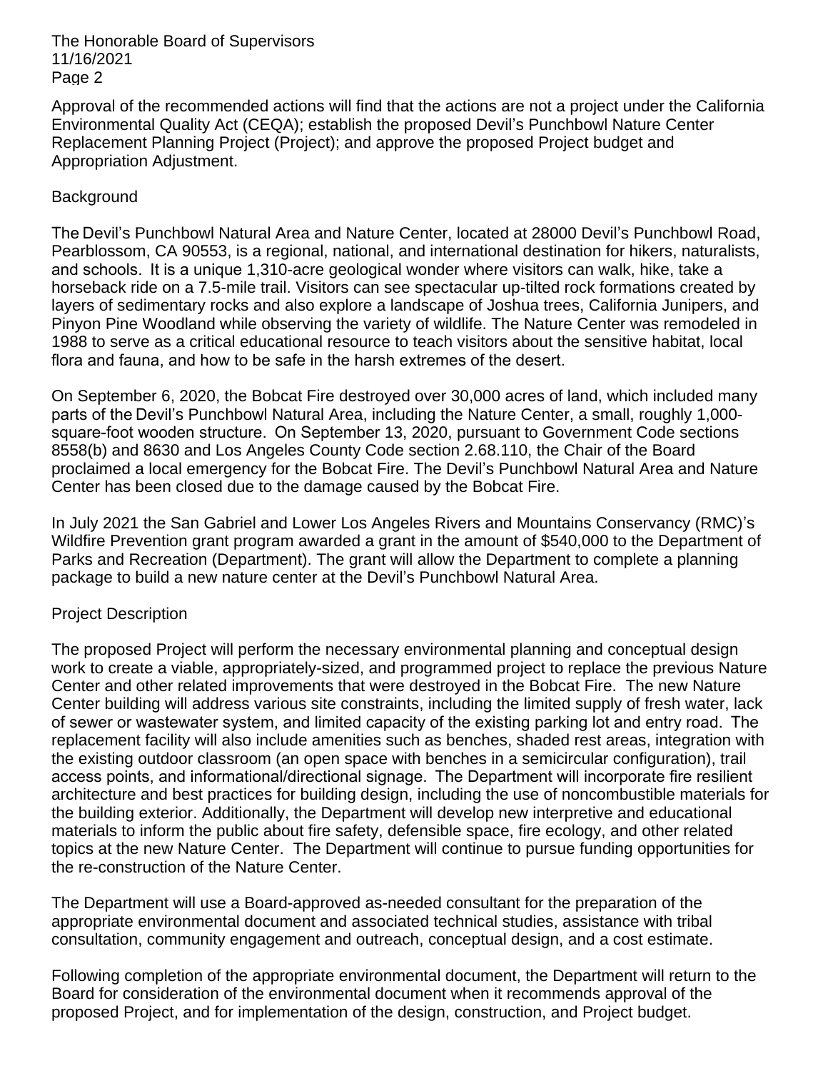Approval of the recommended actions will find that the actions are not a project under the California Environmental Quality Act (CEQA); establish the proposed Devil's Punchbowl Nature Center Replacement Planning Project (Project); and approve the proposed Project budget and Appropriation Adjustment.

## Background

The Devil's Punchbowl Natural Area and Nature Center, located at 28000 Devil's Punchbowl Road, Pearblossom, CA 90553, is a regional, national, and international destination for hikers, naturalists, and schools. It is a unique 1,310-acre geological wonder where visitors can walk, hike, take a horseback ride on a 7.5-mile trail. Visitors can see spectacular up-tilted rock formations created by layers of sedimentary rocks and also explore a landscape of Joshua trees, California Junipers, and Pinyon Pine Woodland while observing the variety of wildlife. The Nature Center was remodeled in 1988 to serve as a critical educational resource to teach visitors about the sensitive habitat, local flora and fauna, and how to be safe in the harsh extremes of the desert.

On September 6, 2020, the Bobcat Fire destroyed over 30,000 acres of land, which included many parts of the Devil's Punchbowl Natural Area, including the Nature Center, a small, roughly 1,000-square-foot wooden structure. On September 13, 2020, pursuant to Government Code sections 8558(b) and 8630 and Los Angeles County Code section 2.68.110, the Chair of the Board proclaimed a local emergency for the Bobcat Fire. The Devil's Punchbowl Natural Area and Nature Center has been closed due to the damage caused by the Bobcat Fire.

In July 2021 the San Gabriel and Lower Los Angeles Rivers and Mountains Conservancy (RMC)'s Wildfire Prevention grant program awarded a grant in the amount of $540,000 to the Department of Parks and Recreation (Department). The grant will allow the Department to complete a planning package to build a new nature center at the Devil's Punchbowl Natural Area.

## Project Description

The proposed Project will perform the necessary environmental planning and conceptual design work to create a viable, appropriately-sized, and programmed project to replace the previous Nature Center and other related improvements that were destroyed in the Bobcat Fire. The new Nature Center building will address various site constraints, including the limited supply of fresh water, lack of sewer or wastewater system, and limited capacity of the existing parking lot and entry road. The replacement facility will also include amenities such as benches, shaded rest areas, integration with the existing outdoor classroom (an open space with benches in a semicircular configuration), trail access points, and informational/directional signage. The Department will incorporate fire resilient architecture and best practices for building design, including the use of noncombustible materials for the building exterior. Additionally, the Department will develop new interpretive and educational materials to inform the public about fire safety, defensible space, fire ecology, and other related topics at the new Nature Center. The Department will continue to pursue funding opportunities for the re-construction of the Nature Center.

The Department will use a Board-approved as-needed consultant for the preparation of the appropriate environmental document and associated technical studies, assistance with tribal consultation, community engagement and outreach, conceptual design, and a cost estimate.

Following completion of the appropriate environmental document, the Department will return to the Board for consideration of the environmental document when it recommends approval of the proposed Project, and for implementation of the design, construction, and Project budget.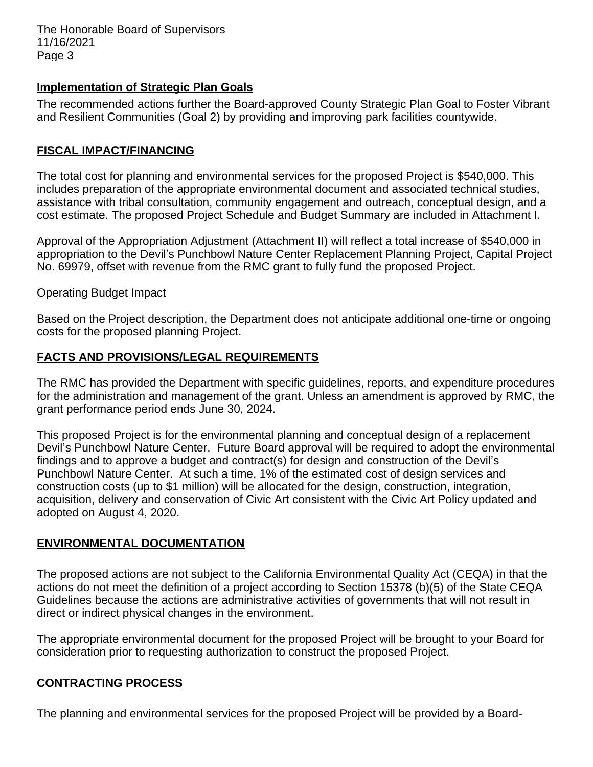**Implementation of Strategic Plan Goals**

The recommended actions further the Board-approved County Strategic Plan Goal to Foster Vibrant and Resilient Communities (Goal 2) by providing and improving park facilities countywide.

## FISCAL IMPACT/FINANCING

The total cost for planning and environmental services for the proposed Project is $540,000. This includes preparation of the appropriate environmental document and associated technical studies, assistance with tribal consultation, community engagement and outreach, conceptual design, and a cost estimate. The proposed Project Schedule and Budget Summary are included in Attachment I.

Approval of the Appropriation Adjustment (Attachment II) will reflect a total increase of $540,000 in appropriation to the Devil's Punchbowl Nature Center Replacement Planning Project, Capital Project No. 69979, offset with revenue from the RMC grant to fully fund the proposed Project.

Operating Budget Impact

Based on the Project description, the Department does not anticipate additional one-time or ongoing costs for the proposed planning Project.

## FACTS AND PROVISIONS/LEGAL REQUIREMENTS

The RMC has provided the Department with specific guidelines, reports, and expenditure procedures for the administration and management of the grant. Unless an amendment is approved by RMC, the grant performance period ends June 30, 2024.

This proposed Project is for the environmental planning and conceptual design of a replacement Devil's Punchbowl Nature Center. Future Board approval will be required to adopt the environmental findings and to approve a budget and contract(s) for design and construction of the Devil's Punchbowl Nature Center. At such a time, 1% of the estimated cost of design services and construction costs (up to $1 million) will be allocated for the design, construction, integration, acquisition, delivery and conservation of Civic Art consistent with the Civic Art Policy updated and adopted on August 4, 2020.

## ENVIRONMENTAL DOCUMENTATION

The proposed actions are not subject to the California Environmental Quality Act (CEQA) in that the actions do not meet the definition of a project according to Section 15378 (b)(5) of the State CEQA Guidelines because the actions are administrative activities of governments that will not result in direct or indirect physical changes in the environment.

The appropriate environmental document for the proposed Project will be brought to your Board for consideration prior to requesting authorization to construct the proposed Project.

## CONTRACTING PROCESS

The planning and environmental services for the proposed Project will be provided by a Board-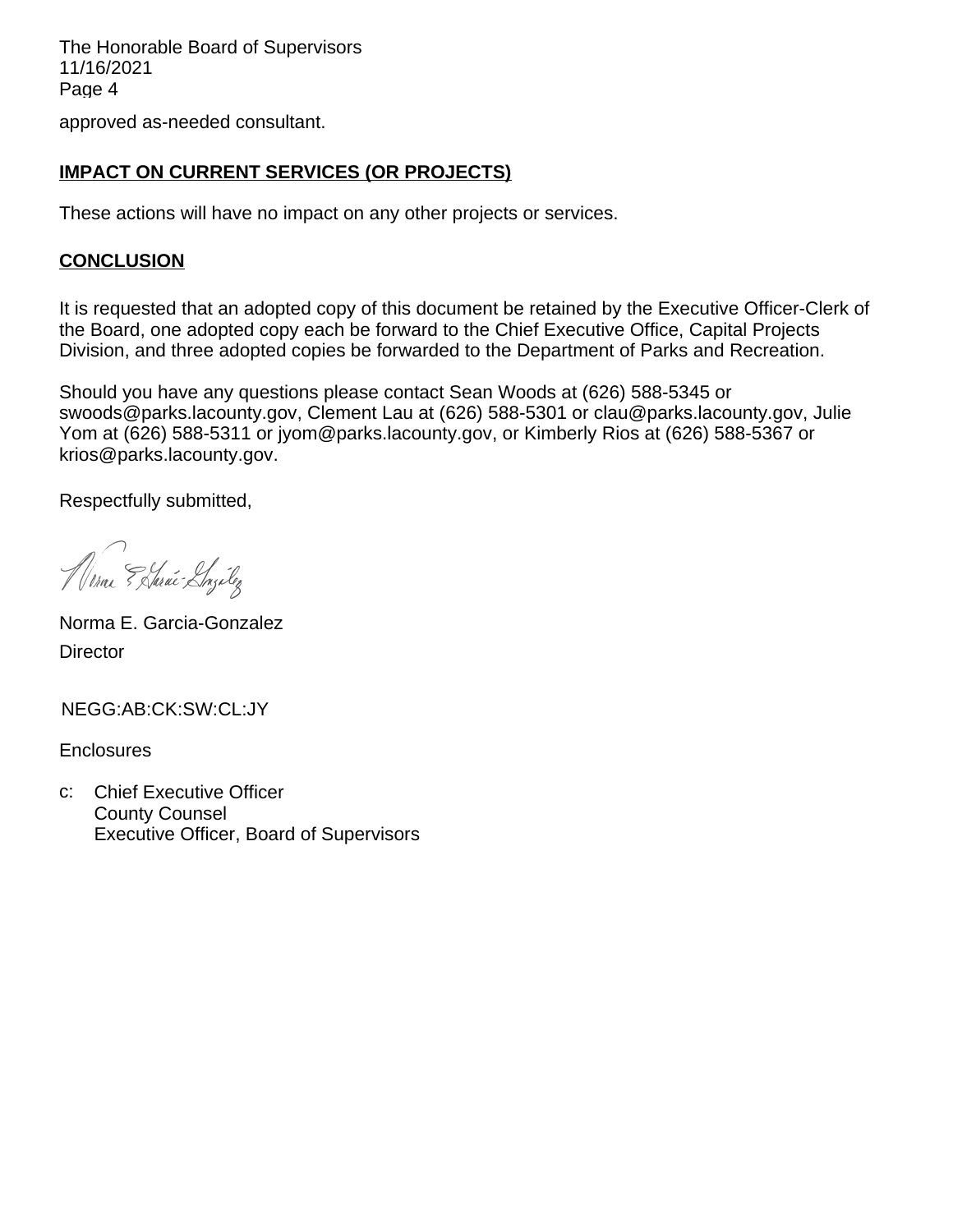approved as-needed consultant.

**IMPACT ON CURRENT SERVICES (OR PROJECTS)**

These actions will have no impact on any other projects or services.

**CONCLUSION**

It is requested that an adopted copy of this document be retained by the Executive Officer-Clerk of the Board, one adopted copy each be forward to the Chief Executive Office, Capital Projects Division, and three adopted copies be forwarded to the Department of Parks and Recreation.

Should you have any questions please contact Sean Woods at (626) 588-5345 or swoods@parks.lacounty.gov, Clement Lau at (626) 588-5301 or clau@parks.lacounty.gov, Julie Yom at (626) 588-5311 or jyom@parks.lacounty.gov, or Kimberly Rios at (626) 588-5367 or krios@parks.lacounty.gov.

Respectfully submitted,

Norma E. Garcia-Gonzalez
Director

NEGG:AB:CK:SW:CL:JY

Enclosures

c: Chief Executive Officer
County Counsel
Executive Officer, Board of Supervisors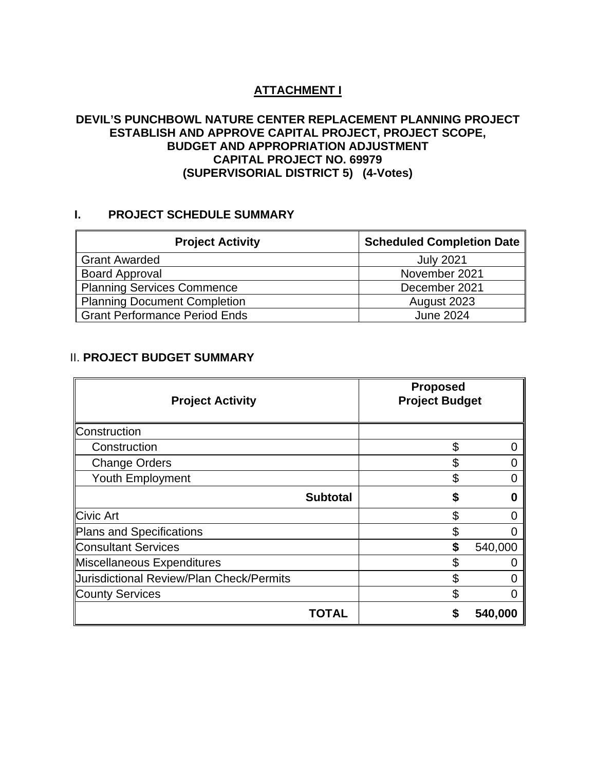# ATTACHMENT I

## DEVIL'S PUNCHBOWL NATURE CENTER REPLACEMENT PLANNING PROJECT ESTABLISH AND APPROVE CAPITAL PROJECT, PROJECT SCOPE, BUDGET AND APPROPRIATION ADJUSTMENT CAPITAL PROJECT NO. 69979 (SUPERVISORIAL DISTRICT 5) (4-Votes)

### I. PROJECT SCHEDULE SUMMARY

| Project Activity | Scheduled Completion Date |
|---|---|
| Grant Awarded | July 2021 |
| Board Approval | November 2021 |
| Planning Services Commence | December 2021 |
| Planning Document Completion | August 2023 |
| Grant Performance Period Ends | June 2024 |

### II. PROJECT BUDGET SUMMARY

| Project Activity | Proposed Project Budget |
|---|---|
| Construction | |
| Construction | $ 0 |
| Change Orders | $ 0 |
| Youth Employment | $ 0 |
| **Subtotal** | **$ 0** |
| Civic Art | $ 0 |
| Plans and Specifications | $ 0 |
| Consultant Services | $ 540,000 |
| Miscellaneous Expenditures | $ 0 |
| Jurisdictional Review/Plan Check/Permits | $ 0 |
| County Services | $ 0 |
| **TOTAL** | **$ 540,000** |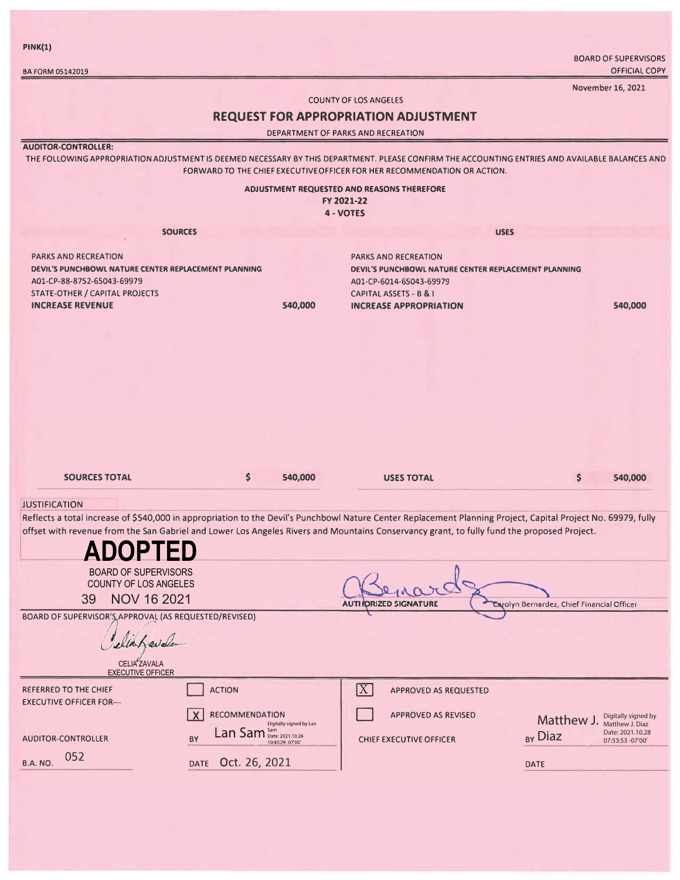PINK(1)

BA FORM 05142019

BOARD OF SUPERVISORS
OFFICIAL COPY

November 16, 2021

COUNTY OF LOS ANGELES

## REQUEST FOR APPROPRIATION ADJUSTMENT

DEPARTMENT OF PARKS AND RECREATION

**AUDITOR-CONTROLLER:**

THE FOLLOWING APPROPRIATION ADJUSTMENT IS DEEMED NECESSARY BY THIS DEPARTMENT. PLEASE CONFIRM THE ACCOUNTING ENTRIES AND AVAILABLE BALANCES AND FORWARD TO THE CHIEF EXECUTIVE OFFICER FOR HER RECOMMENDATION OR ACTION.

**ADJUSTMENT REQUESTED AND REASONS THEREFORE**
**FY 2021-22**
**4 - VOTES**

| SOURCES | | USES | |
|---|---|---|---|
| PARKS AND RECREATION<br>**DEVIL'S PUNCHBOWL NATURE CENTER REPLACEMENT PLANNING**<br>A01-CP-88-8752-65043-69979<br>STATE-OTHER / CAPITAL PROJECTS<br>**INCREASE REVENUE** | 540,000 | PARKS AND RECREATION<br>**DEVIL'S PUNCHBOWL NATURE CENTER REPLACEMENT PLANNING**<br>A01-CP-6014-65043-69979<br>CAPITAL ASSETS - B & I<br>**INCREASE APPROPRIATION** | 540,000 |
| **SOURCES TOTAL** | $ 540,000 | **USES TOTAL** | $ 540,000 |

JUSTIFICATION

Reflects a total increase of $540,000 in appropriation to the Devil's Punchbowl Nature Center Replacement Planning Project, Capital Project No. 69979, fully offset with revenue from the San Gabriel and Lower Los Angeles Rivers and Mountains Conservancy grant, to fully fund the proposed Project.

**ADOPTED**
BOARD OF SUPERVISORS
COUNTY OF LOS ANGELES
39 NOV 16 2021

AUTHORIZED SIGNATURE Carolyn Bernardez, Chief Financial Officer

BOARD OF SUPERVISOR'S APPROVAL (AS REQUESTED/REVISED)

CELIA ZAVALA
EXECUTIVE OFFICER

REFERRED TO THE CHIEF EXECUTIVE OFFICER FOR---

[ ] ACTION

[X] RECOMMENDATION

[X] APPROVED AS REQUESTED

[ ] APPROVED AS REVISED

AUDITOR-CONTROLLER BY Lan Sam (Digitally signed by Lan Sam Date: 2021.10.26 10:43:29 -07'00')

CHIEF EXECUTIVE OFFICER BY Matthew J. Diaz (Digitally signed by Matthew J. Diaz Date: 2021.10.28 07:53:53 -07'00')

B.A. NO. 052

DATE Oct. 26, 2021

DATE